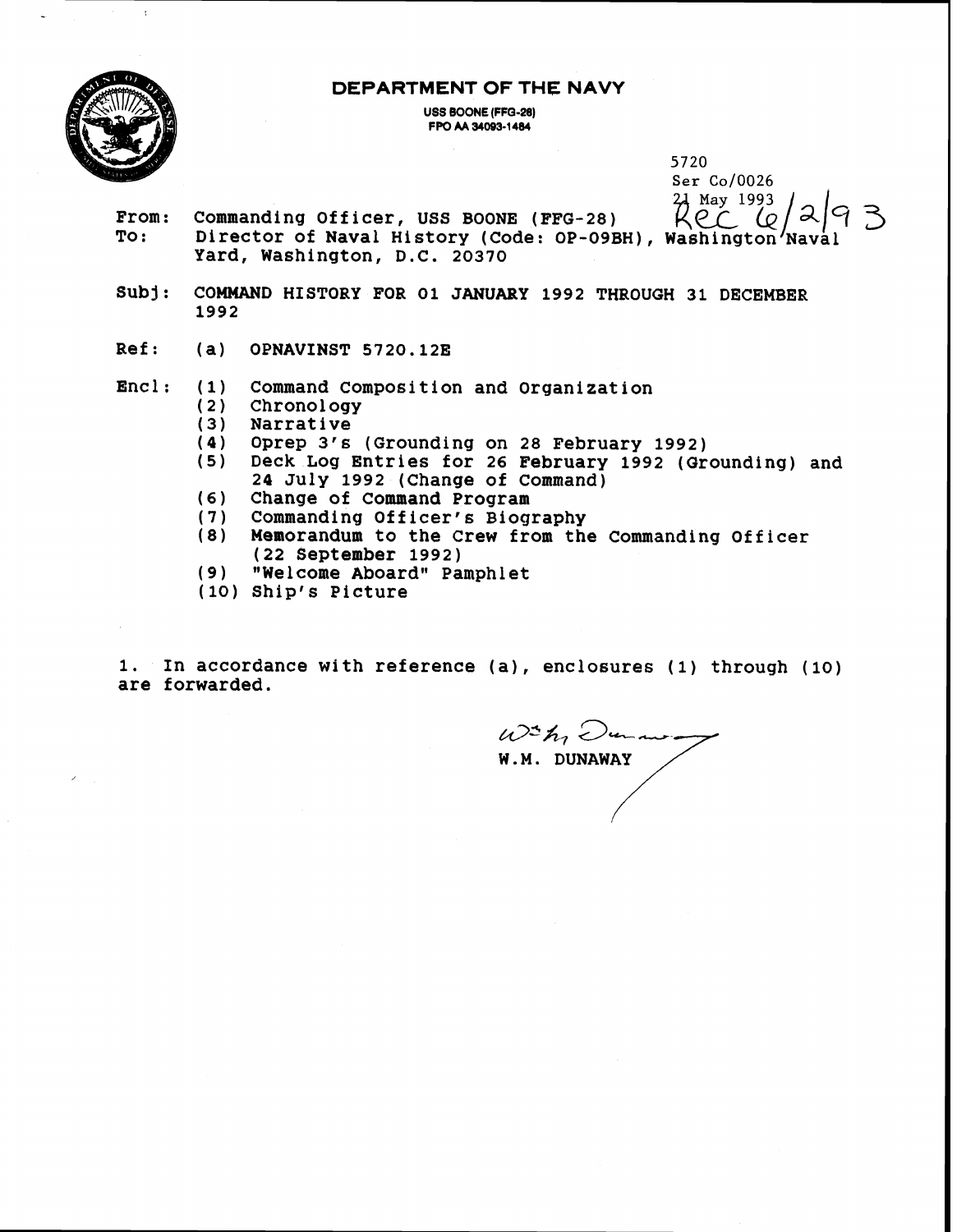# DEPARTMENT OF THE NAVY

USS BOONE (FFG-28)
FPO AA 34093-1484

5720
Ser Co/0026
21 May 1993
Rec 6/2/93

From: Commanding Officer, USS BOONE (FFG-28)
To: Director of Naval History (Code: OP-09BH), Washington Naval Yard, Washington, D.C. 20370

Subj: COMMAND HISTORY FOR 01 JANUARY 1992 THROUGH 31 DECEMBER 1992

Ref: (a) OPNAVINST 5720.12E

Encl: (1) Command Composition and Organization
(2) Chronology
(3) Narrative
(4) Oprep 3's (Grounding on 28 February 1992)
(5) Deck Log Entries for 26 February 1992 (Grounding) and 24 July 1992 (Change of Command)
(6) Change of Command Program
(7) Commanding Officer's Biography
(8) Memorandum to the Crew from the Commanding Officer (22 September 1992)
(9) "Welcome Aboard" Pamphlet
(10) Ship's Picture

1. In accordance with reference (a), enclosures (1) through (10) are forwarded.

W.M. DUNAWAY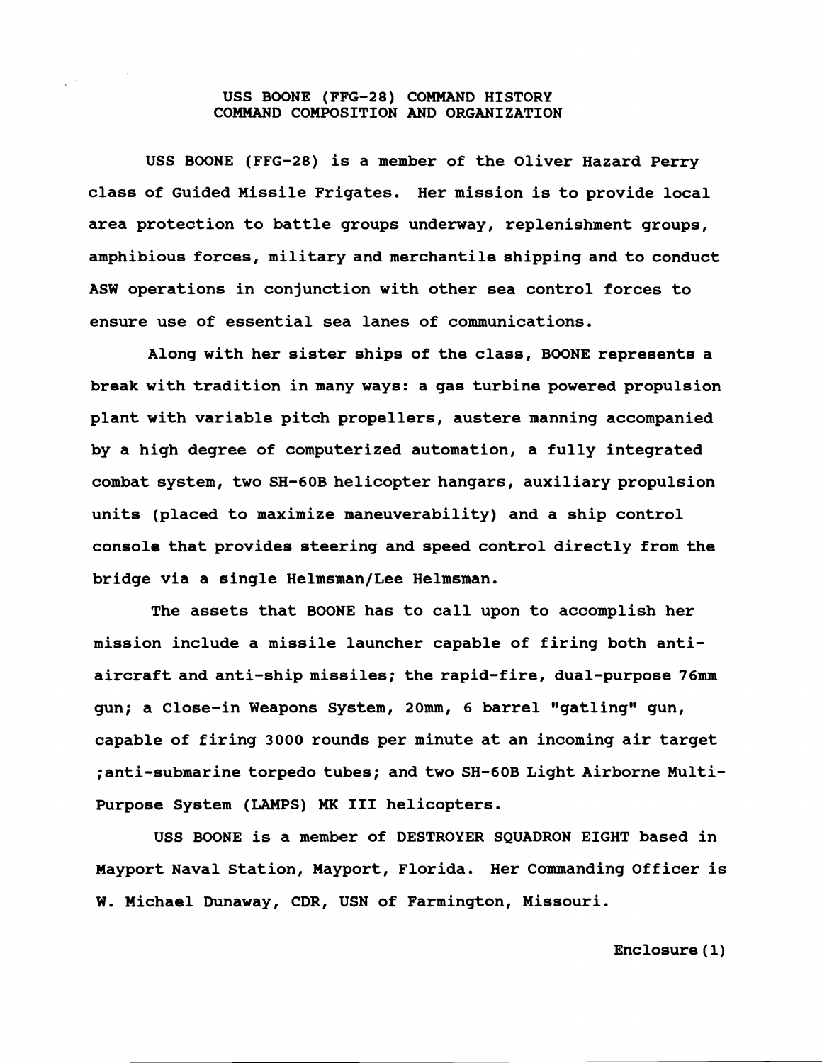# USS BOONE (FFG-28) COMMAND HISTORY
## COMMAND COMPOSITION AND ORGANIZATION

USS BOONE (FFG-28) is a member of the Oliver Hazard Perry class of Guided Missile Frigates. Her mission is to provide local area protection to battle groups underway, replenishment groups, amphibious forces, military and merchantile shipping and to conduct ASW operations in conjunction with other sea control forces to ensure use of essential sea lanes of communications.

Along with her sister ships of the class, BOONE represents a break with tradition in many ways: a gas turbine powered propulsion plant with variable pitch propellers, austere manning accompanied by a high degree of computerized automation, a fully integrated combat system, two SH-60B helicopter hangars, auxiliary propulsion units (placed to maximize maneuverability) and a ship control console that provides steering and speed control directly from the bridge via a single Helmsman/Lee Helmsman.

The assets that BOONE has to call upon to accomplish her mission include a missile launcher capable of firing both anti-aircraft and anti-ship missiles; the rapid-fire, dual-purpose 76mm gun; a Close-in Weapons System, 20mm, 6 barrel "gatling" gun, capable of firing 3000 rounds per minute at an incoming air target ;anti-submarine torpedo tubes; and two SH-60B Light Airborne Multi-Purpose System (LAMPS) MK III helicopters.

USS BOONE is a member of DESTROYER SQUADRON EIGHT based in Mayport Naval Station, Mayport, Florida. Her Commanding Officer is W. Michael Dunaway, CDR, USN of Farmington, Missouri.

Enclosure(1)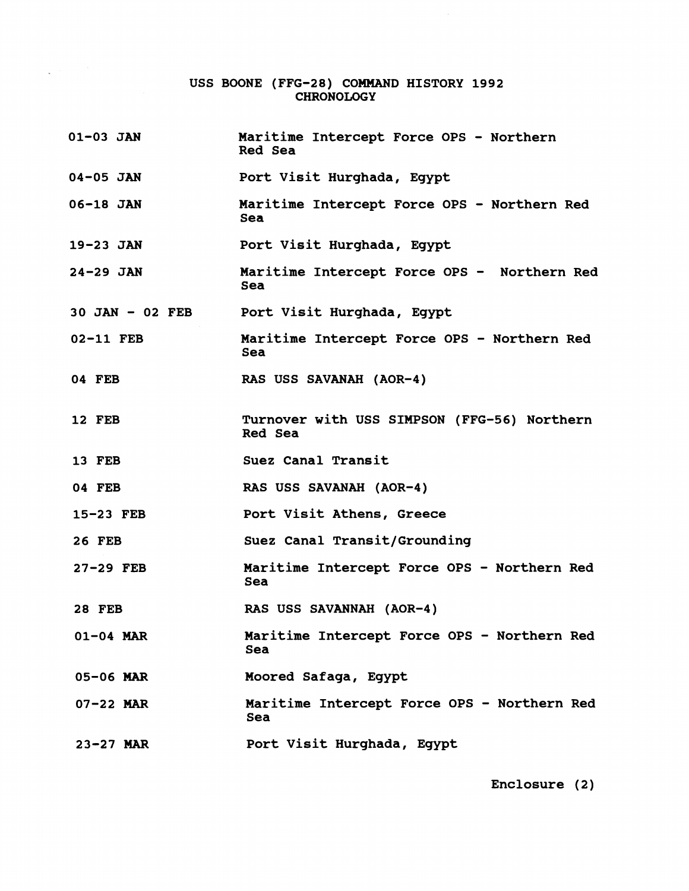# USS BOONE (FFG-28) COMMAND HISTORY 1992
## CHRONOLOGY

| | |
|---|---|
| 01-03 JAN | Maritime Intercept Force OPS - Northern Red Sea |
| 04-05 JAN | Port Visit Hurghada, Egypt |
| 06-18 JAN | Maritime Intercept Force OPS - Northern Red Sea |
| 19-23 JAN | Port Visit Hurghada, Egypt |
| 24-29 JAN | Maritime Intercept Force OPS - Northern Red Sea |
| 30 JAN - 02 FEB | Port Visit Hurghada, Egypt |
| 02-11 FEB | Maritime Intercept Force OPS - Northern Red Sea |
| 04 FEB | RAS USS SAVANAH (AOR-4) |
| 12 FEB | Turnover with USS SIMPSON (FFG-56) Northern Red Sea |
| 13 FEB | Suez Canal Transit |
| 04 FEB | RAS USS SAVANAH (AOR-4) |
| 15-23 FEB | Port Visit Athens, Greece |
| 26 FEB | Suez Canal Transit/Grounding |
| 27-29 FEB | Maritime Intercept Force OPS - Northern Red Sea |
| 28 FEB | RAS USS SAVANNAH (AOR-4) |
| 01-04 MAR | Maritime Intercept Force OPS - Northern Red Sea |
| 05-06 MAR | Moored Safaga, Egypt |
| 07-22 MAR | Maritime Intercept Force OPS - Northern Red Sea |
| 23-27 MAR | Port Visit Hurghada, Egypt |

Enclosure (2)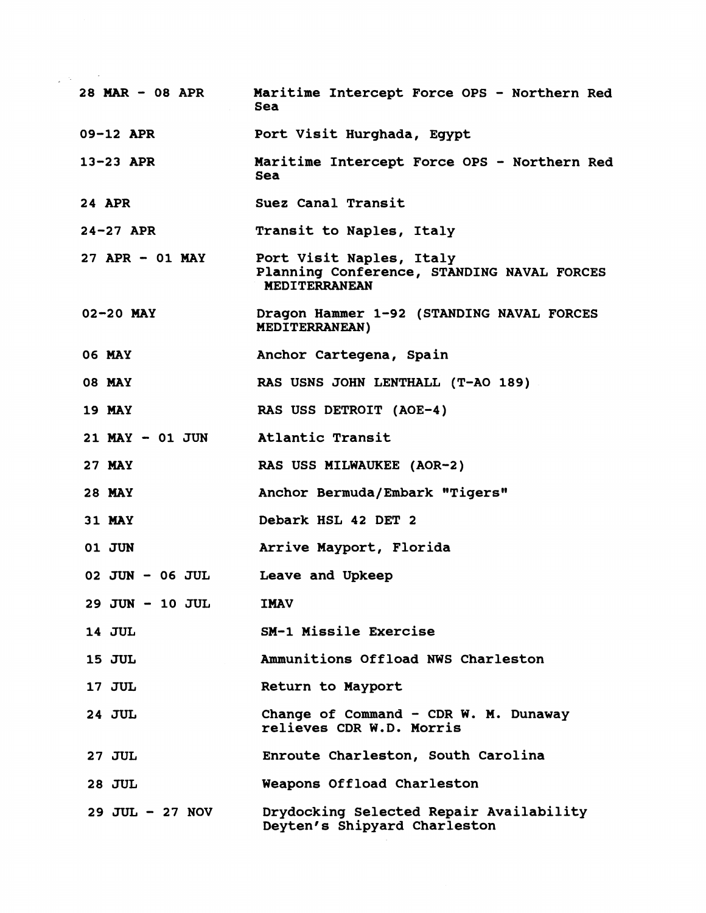| | |
|---|---|
| 28 MAR - 08 APR | Maritime Intercept Force OPS - Northern Red Sea |
| 09-12 APR | Port Visit Hurghada, Egypt |
| 13-23 APR | Maritime Intercept Force OPS - Northern Red Sea |
| 24 APR | Suez Canal Transit |
| 24-27 APR | Transit to Naples, Italy |
| 27 APR - 01 MAY | Port Visit Naples, Italy<br>Planning Conference, STANDING NAVAL FORCES MEDITERRANEAN |
| 02-20 MAY | Dragon Hammer 1-92 (STANDING NAVAL FORCES MEDITERRANEAN) |
| 06 MAY | Anchor Cartegena, Spain |
| 08 MAY | RAS USNS JOHN LENTHALL (T-AO 189) |
| 19 MAY | RAS USS DETROIT (AOE-4) |
| 21 MAY - 01 JUN | Atlantic Transit |
| 27 MAY | RAS USS MILWAUKEE (AOR-2) |
| 28 MAY | Anchor Bermuda/Embark "Tigers" |
| 31 MAY | Debark HSL 42 DET 2 |
| 01 JUN | Arrive Mayport, Florida |
| 02 JUN - 06 JUL | Leave and Upkeep |
| 29 JUN - 10 JUL | IMAV |
| 14 JUL | SM-1 Missile Exercise |
| 15 JUL | Ammunitions Offload NWS Charleston |
| 17 JUL | Return to Mayport |
| 24 JUL | Change of Command - CDR W. M. Dunaway relieves CDR W.D. Morris |
| 27 JUL | Enroute Charleston, South Carolina |
| 28 JUL | Weapons Offload Charleston |
| 29 JUL - 27 NOV | Drydocking Selected Repair Availability Deyten's Shipyard Charleston |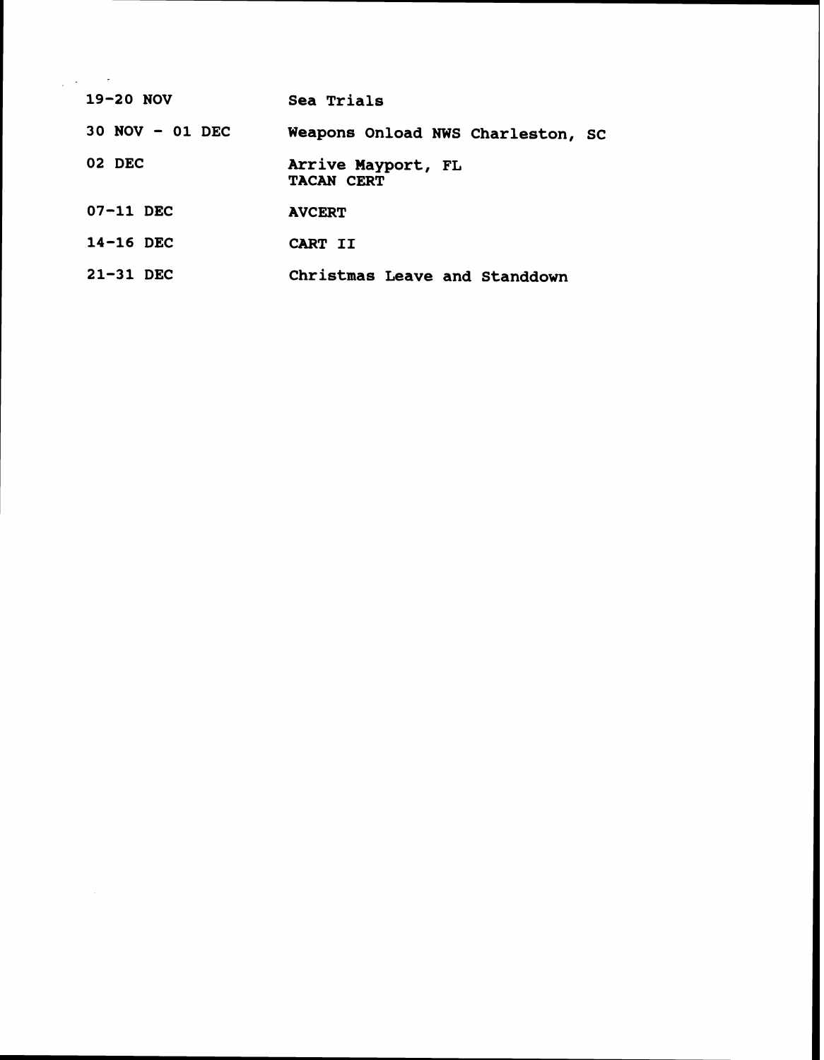| | |
|---|---|
| 19-20 NOV | Sea Trials |
| 30 NOV - 01 DEC | Weapons Onload NWS Charleston, SC |
| 02 DEC | Arrive Mayport, FL<br>TACAN CERT |
| 07-11 DEC | AVCERT |
| 14-16 DEC | CART II |
| 21-31 DEC | Christmas Leave and Standdown |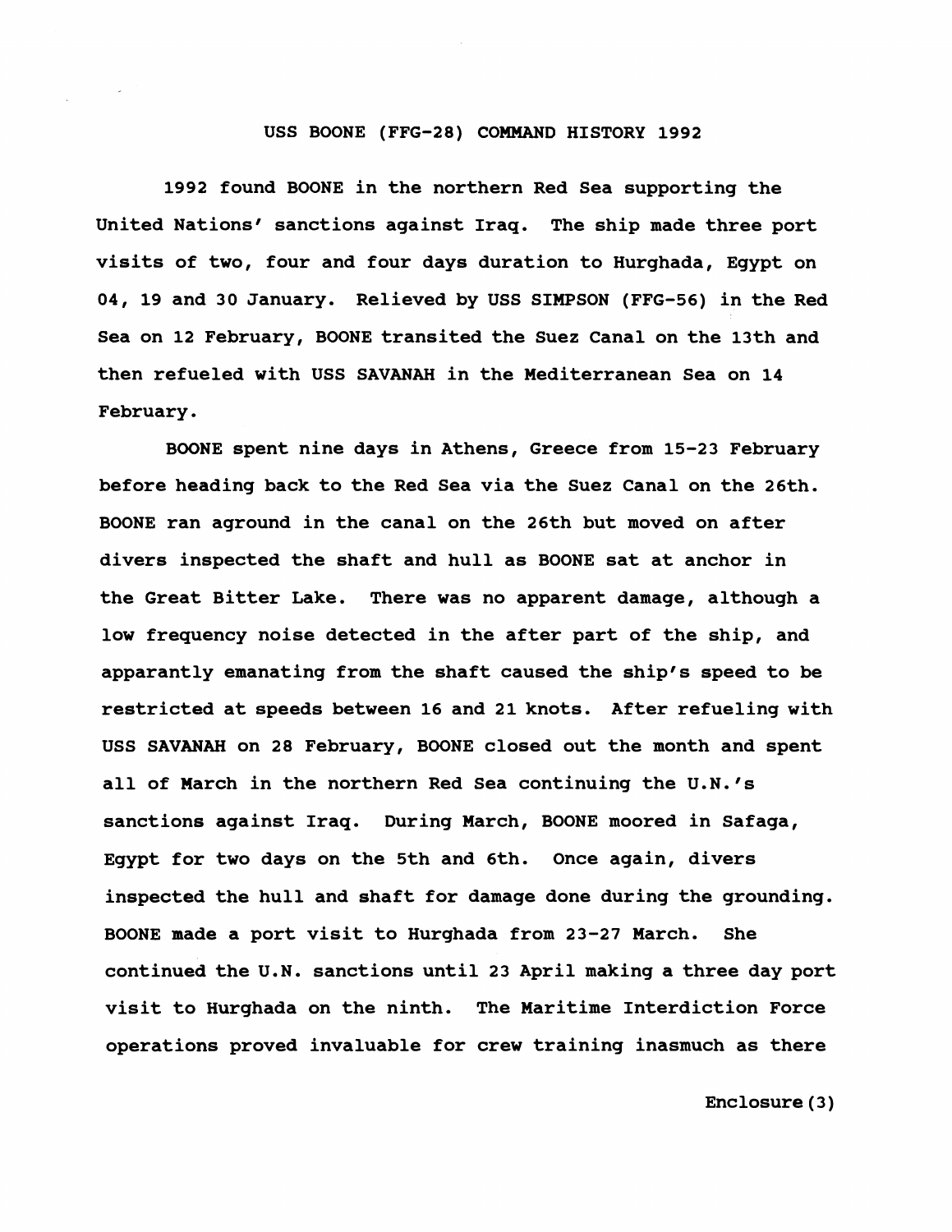# USS BOONE (FFG-28) COMMAND HISTORY 1992

1992 found BOONE in the northern Red Sea supporting the United Nations' sanctions against Iraq. The ship made three port visits of two, four and four days duration to Hurghada, Egypt on 04, 19 and 30 January. Relieved by USS SIMPSON (FFG-56) in the Red Sea on 12 February, BOONE transited the Suez Canal on the 13th and then refueled with USS SAVANAH in the Mediterranean Sea on 14 February.

BOONE spent nine days in Athens, Greece from 15-23 February before heading back to the Red Sea via the Suez Canal on the 26th. BOONE ran aground in the canal on the 26th but moved on after divers inspected the shaft and hull as BOONE sat at anchor in the Great Bitter Lake. There was no apparent damage, although a low frequency noise detected in the after part of the ship, and apparantly emanating from the shaft caused the ship's speed to be restricted at speeds between 16 and 21 knots. After refueling with USS SAVANAH on 28 February, BOONE closed out the month and spent all of March in the northern Red Sea continuing the U.N.'s sanctions against Iraq. During March, BOONE moored in Safaga, Egypt for two days on the 5th and 6th. Once again, divers inspected the hull and shaft for damage done during the grounding. BOONE made a port visit to Hurghada from 23-27 March. She continued the U.N. sanctions until 23 April making a three day port visit to Hurghada on the ninth. The Maritime Interdiction Force operations proved invaluable for crew training inasmuch as there

Enclosure(3)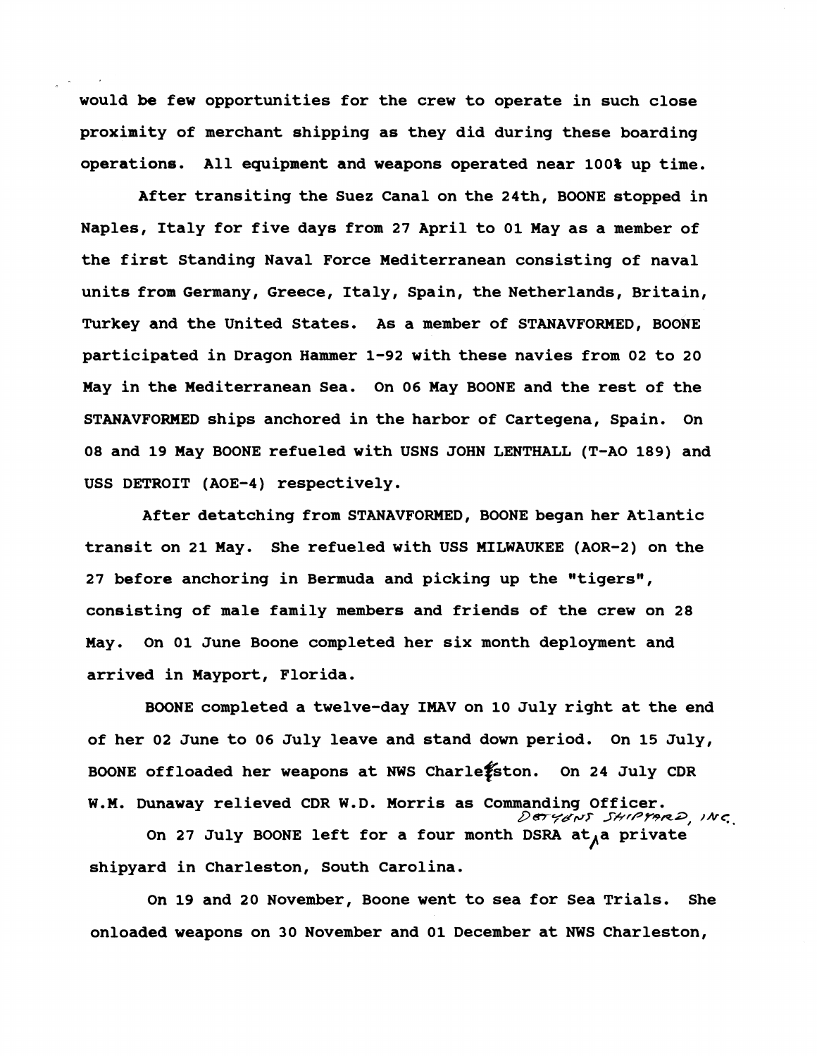would be few opportunities for the crew to operate in such close proximity of merchant shipping as they did during these boarding operations. All equipment and weapons operated near 100% up time.

After transiting the Suez Canal on the 24th, BOONE stopped in Naples, Italy for five days from 27 April to 01 May as a member of the first Standing Naval Force Mediterranean consisting of naval units from Germany, Greece, Italy, Spain, the Netherlands, Britain, Turkey and the United States. As a member of STANAVFORMED, BOONE participated in Dragon Hammer 1-92 with these navies from 02 to 20 May in the Mediterranean Sea. On 06 May BOONE and the rest of the STANAVFORMED ships anchored in the harbor of Cartegena, Spain. On 08 and 19 May BOONE refueled with USNS JOHN LENTHALL (T-AO 189) and USS DETROIT (AOE-4) respectively.

After detatching from STANAVFORMED, BOONE began her Atlantic transit on 21 May. She refueled with USS MILWAUKEE (AOR-2) on the 27 before anchoring in Bermuda and picking up the "tigers", consisting of male family members and friends of the crew on 28 May. On 01 June Boone completed her six month deployment and arrived in Mayport, Florida.

BOONE completed a twelve-day IMAV on 10 July right at the end of her 02 June to 06 July leave and stand down period. On 15 July, BOONE offloaded her weapons at NWS Charleston. On 24 July CDR W.M. Dunaway relieved CDR W.D. Morris as Commanding Officer.

On 27 July BOONE left for a four month DSRA at DETYENS SHIPYARD, INC. a private shipyard in Charleston, South Carolina.

On 19 and 20 November, Boone went to sea for Sea Trials. She onloaded weapons on 30 November and 01 December at NWS Charleston,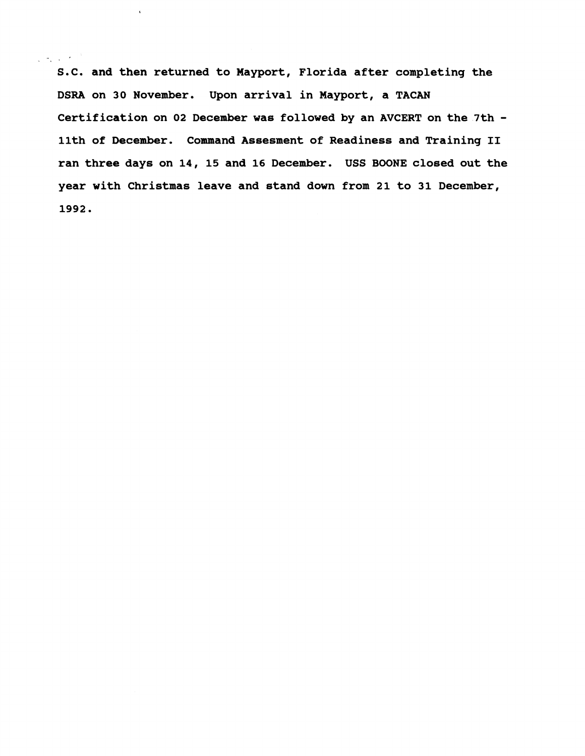S.C. and then returned to Mayport, Florida after completing the DSRA on 30 November. Upon arrival in Mayport, a TACAN Certification on 02 December was followed by an AVCERT on the 7th - 11th of December. Command Assesment of Readiness and Training II ran three days on 14, 15 and 16 December. USS BOONE closed out the year with Christmas leave and stand down from 21 to 31 December, 1992.